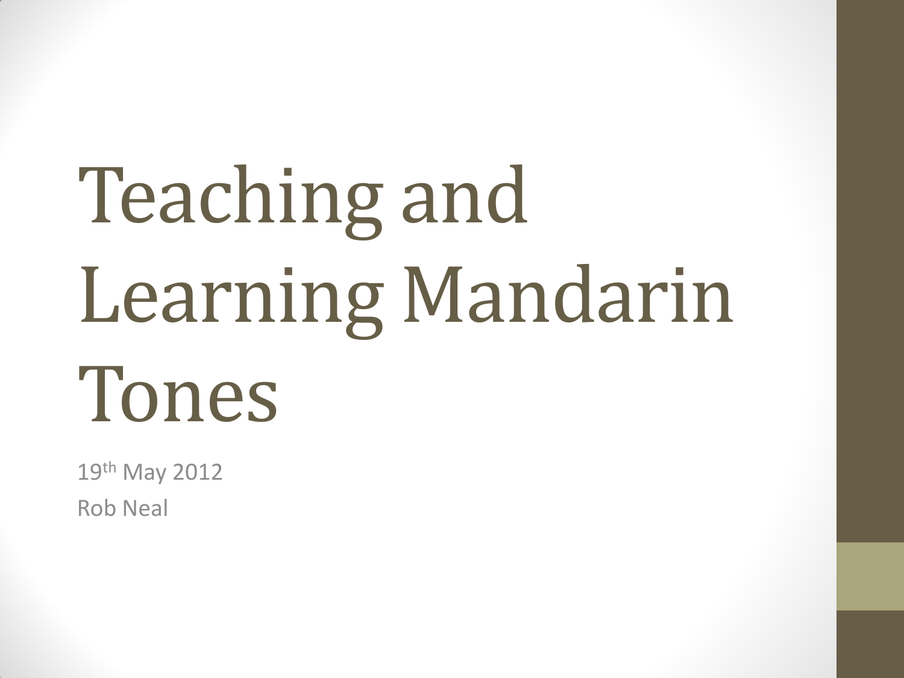# Teaching and Learning Mandarin Tones

19th May 2012

Rob Neal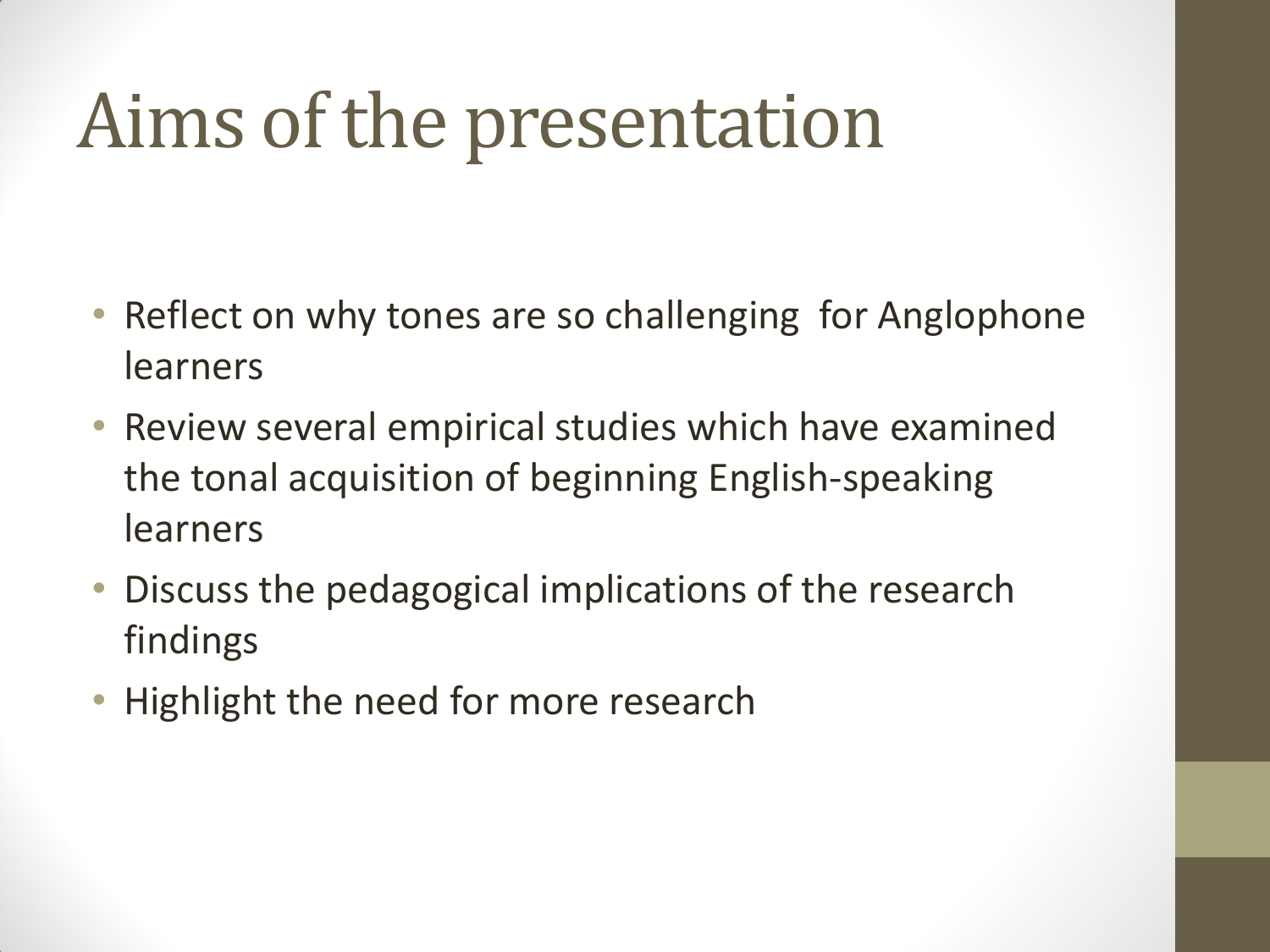# Aims of the presentation

- Reflect on why tones are so challenging for Anglophone learners
- Review several empirical studies which have examined the tonal acquisition of beginning English-speaking learners
- Discuss the pedagogical implications of the research findings
- Highlight the need for more research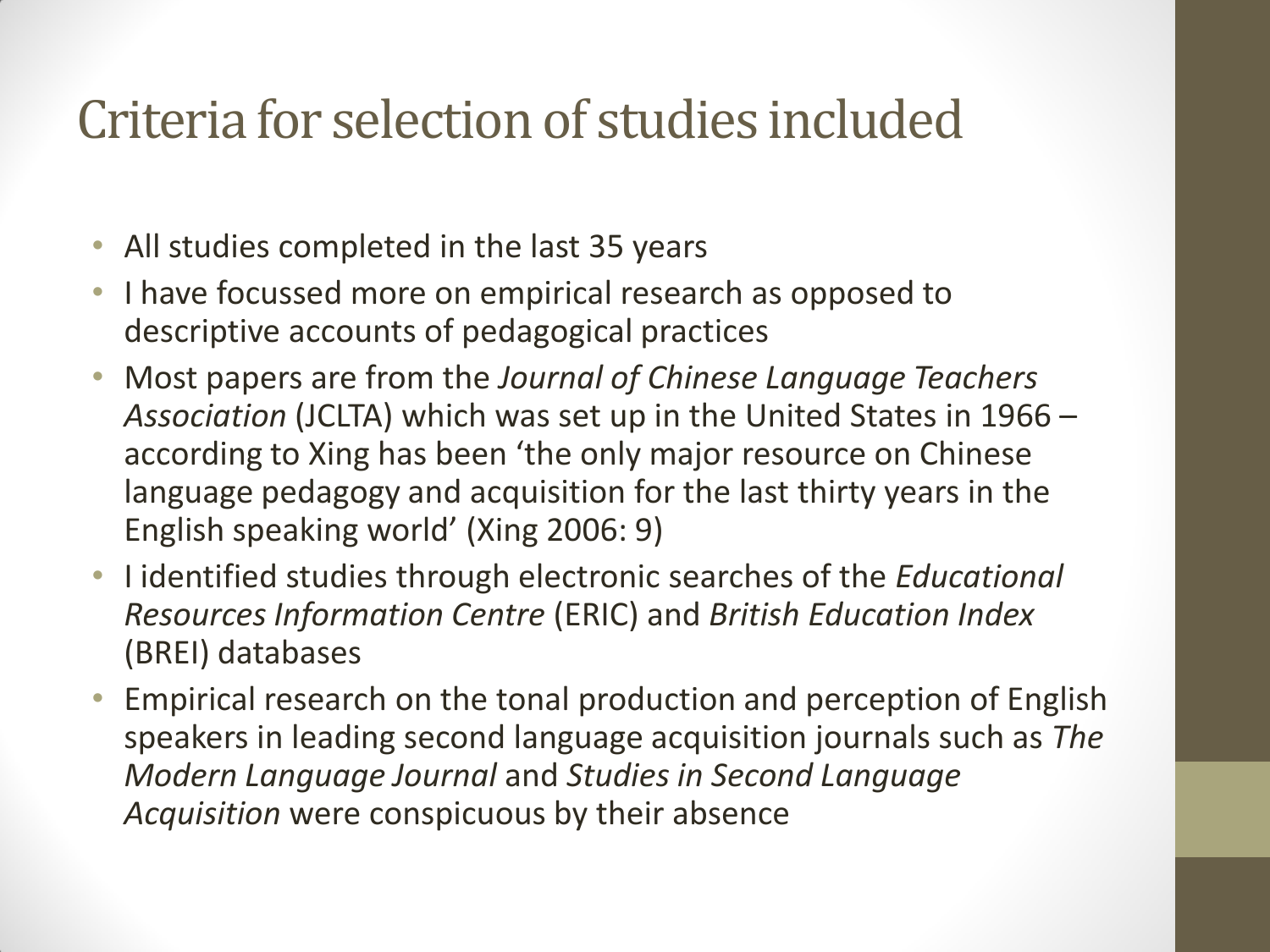# Criteria for selection of studies included

- All studies completed in the last 35 years
- I have focussed more on empirical research as opposed to descriptive accounts of pedagogical practices
- Most papers are from the *Journal of Chinese Language Teachers Association* (JCLTA) which was set up in the United States in 1966 – according to Xing has been 'the only major resource on Chinese language pedagogy and acquisition for the last thirty years in the English speaking world' (Xing 2006: 9)
- I identified studies through electronic searches of the *Educational Resources Information Centre* (ERIC) and *British Education Index* (BREI) databases
- Empirical research on the tonal production and perception of English speakers in leading second language acquisition journals such as *The Modern Language Journal* and *Studies in Second Language Acquisition* were conspicuous by their absence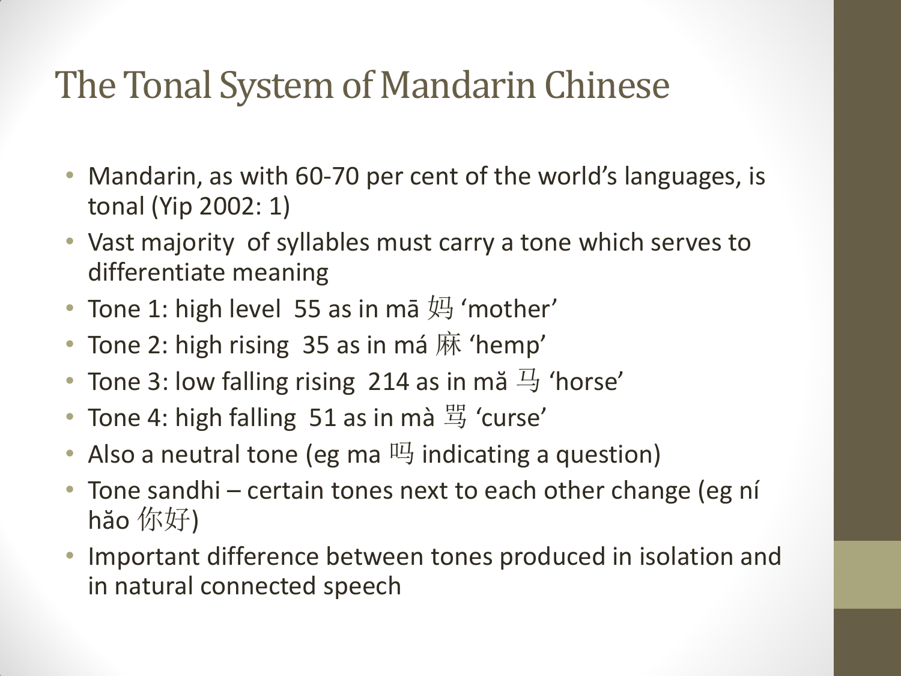# The Tonal System of Mandarin Chinese

- Mandarin, as with 60-70 per cent of the world's languages, is tonal (Yip 2002: 1)
- Vast majority of syllables must carry a tone which serves to differentiate meaning
- Tone 1: high level 55 as in mā 妈 'mother'
- Tone 2: high rising 35 as in má 麻 'hemp'
- Tone 3: low falling rising 214 as in mǎ 马 'horse'
- Tone 4: high falling 51 as in mà 骂 'curse'
- Also a neutral tone (eg ma 吗 indicating a question)
- Tone sandhi – certain tones next to each other change (eg ní hǎo 你好)
- Important difference between tones produced in isolation and in natural connected speech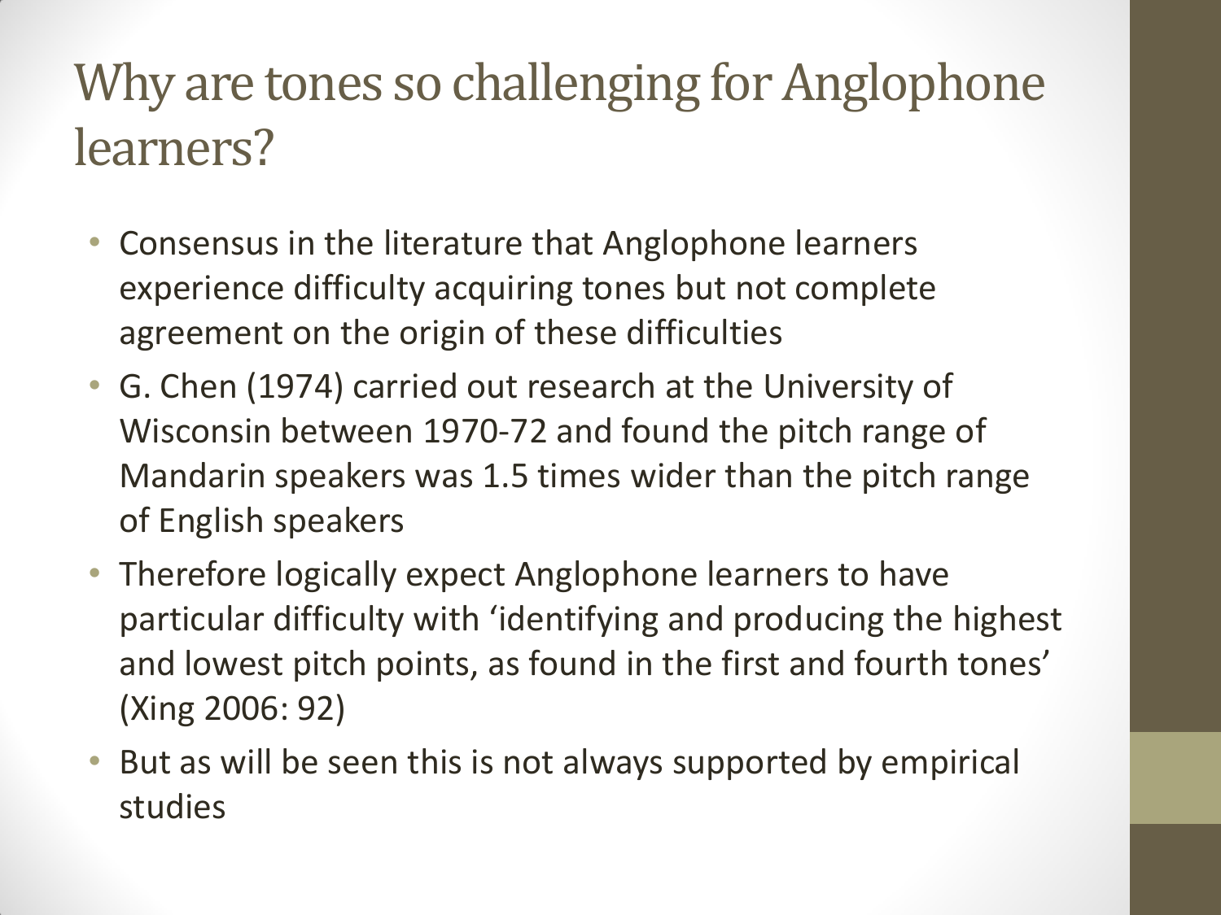# Why are tones so challenging for Anglophone learners?

- Consensus in the literature that Anglophone learners experience difficulty acquiring tones but not complete agreement on the origin of these difficulties
- G. Chen (1974) carried out research at the University of Wisconsin between 1970-72 and found the pitch range of Mandarin speakers was 1.5 times wider than the pitch range of English speakers
- Therefore logically expect Anglophone learners to have particular difficulty with 'identifying and producing the highest and lowest pitch points, as found in the first and fourth tones' (Xing 2006: 92)
- But as will be seen this is not always supported by empirical studies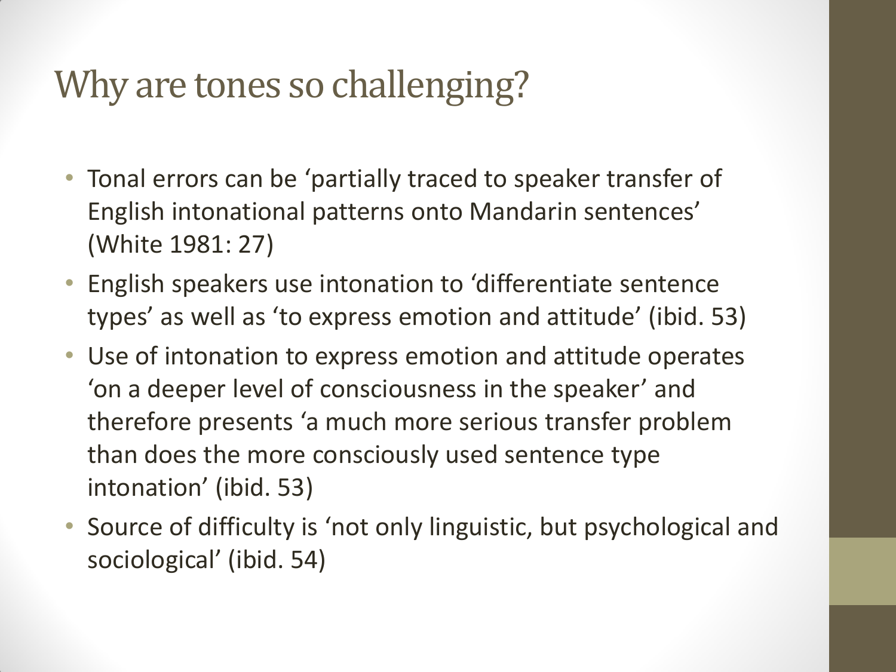# Why are tones so challenging?

- Tonal errors can be ‘partially traced to speaker transfer of English intonational patterns onto Mandarin sentences’ (White 1981: 27)
- English speakers use intonation to ‘differentiate sentence types’ as well as ‘to express emotion and attitude’ (ibid. 53)
- Use of intonation to express emotion and attitude operates ‘on a deeper level of consciousness in the speaker’ and therefore presents ‘a much more serious transfer problem than does the more consciously used sentence type intonation’ (ibid. 53)
- Source of difficulty is ‘not only linguistic, but psychological and sociological’ (ibid. 54)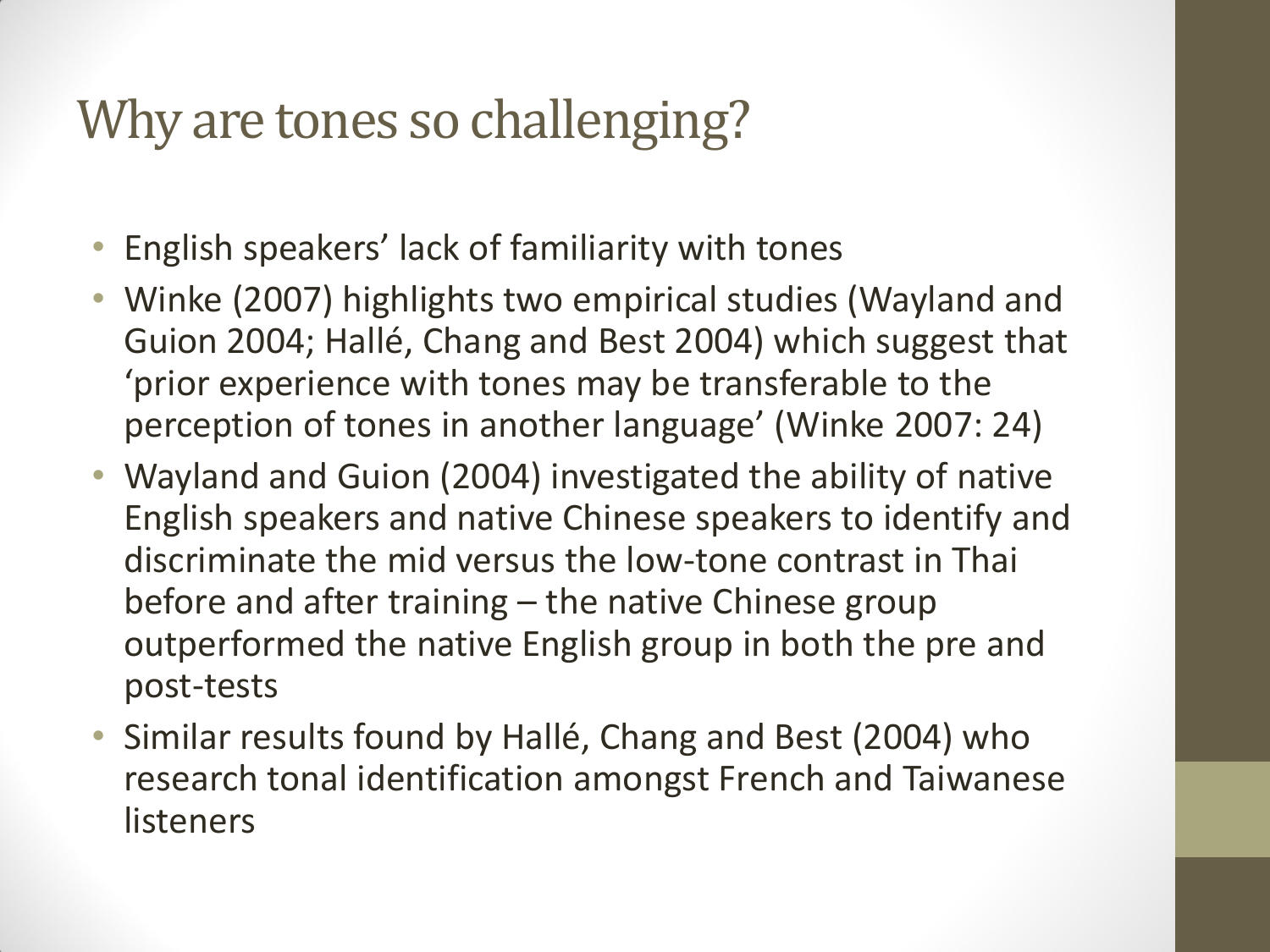# Why are tones so challenging?

- English speakers' lack of familiarity with tones
- Winke (2007) highlights two empirical studies (Wayland and Guion 2004; Hallé, Chang and Best 2004) which suggest that 'prior experience with tones may be transferable to the perception of tones in another language' (Winke 2007: 24)
- Wayland and Guion (2004) investigated the ability of native English speakers and native Chinese speakers to identify and discriminate the mid versus the low-tone contrast in Thai before and after training – the native Chinese group outperformed the native English group in both the pre and post-tests
- Similar results found by Hallé, Chang and Best (2004) who research tonal identification amongst French and Taiwanese listeners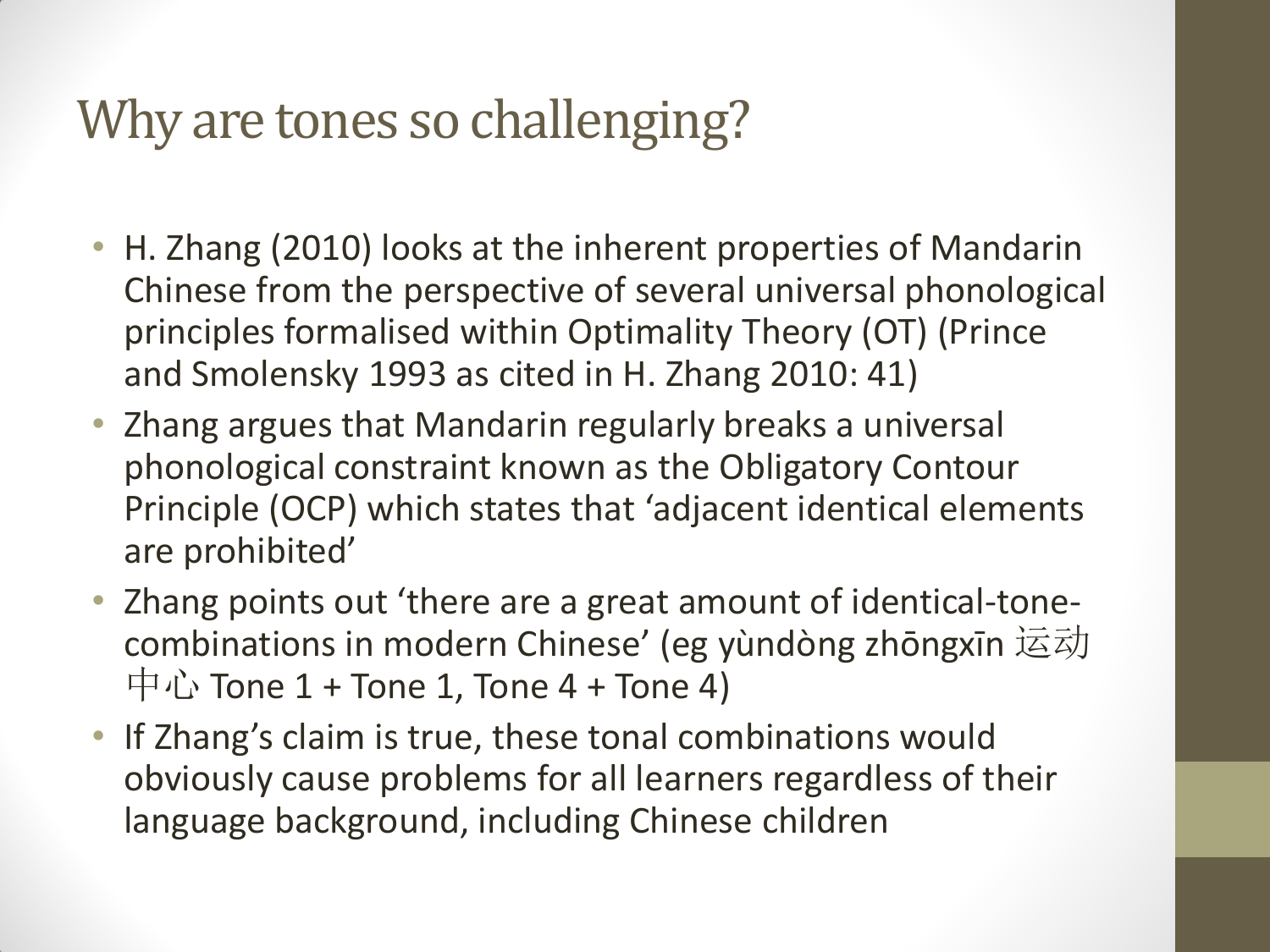# Why are tones so challenging?

- H. Zhang (2010) looks at the inherent properties of Mandarin Chinese from the perspective of several universal phonological principles formalised within Optimality Theory (OT) (Prince and Smolensky 1993 as cited in H. Zhang 2010: 41)
- Zhang argues that Mandarin regularly breaks a universal phonological constraint known as the Obligatory Contour Principle (OCP) which states that 'adjacent identical elements are prohibited'
- Zhang points out 'there are a great amount of identical-tone-combinations in modern Chinese' (eg yùndòng zhōngxīn 运动中心 Tone 1 + Tone 1, Tone 4 + Tone 4)
- If Zhang's claim is true, these tonal combinations would obviously cause problems for all learners regardless of their language background, including Chinese children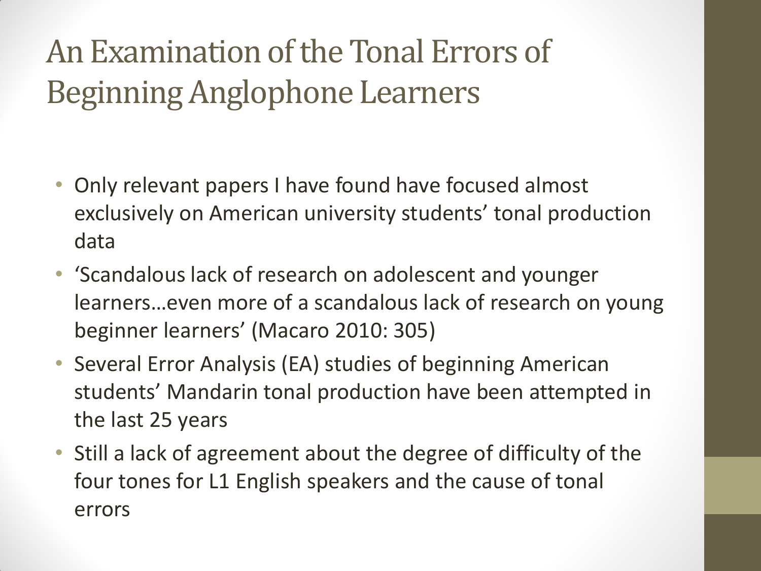# An Examination of the Tonal Errors of Beginning Anglophone Learners

- Only relevant papers I have found have focused almost exclusively on American university students' tonal production data
- 'Scandalous lack of research on adolescent and younger learners…even more of a scandalous lack of research on young beginner learners' (Macaro 2010: 305)
- Several Error Analysis (EA) studies of beginning American students' Mandarin tonal production have been attempted in the last 25 years
- Still a lack of agreement about the degree of difficulty of the four tones for L1 English speakers and the cause of tonal errors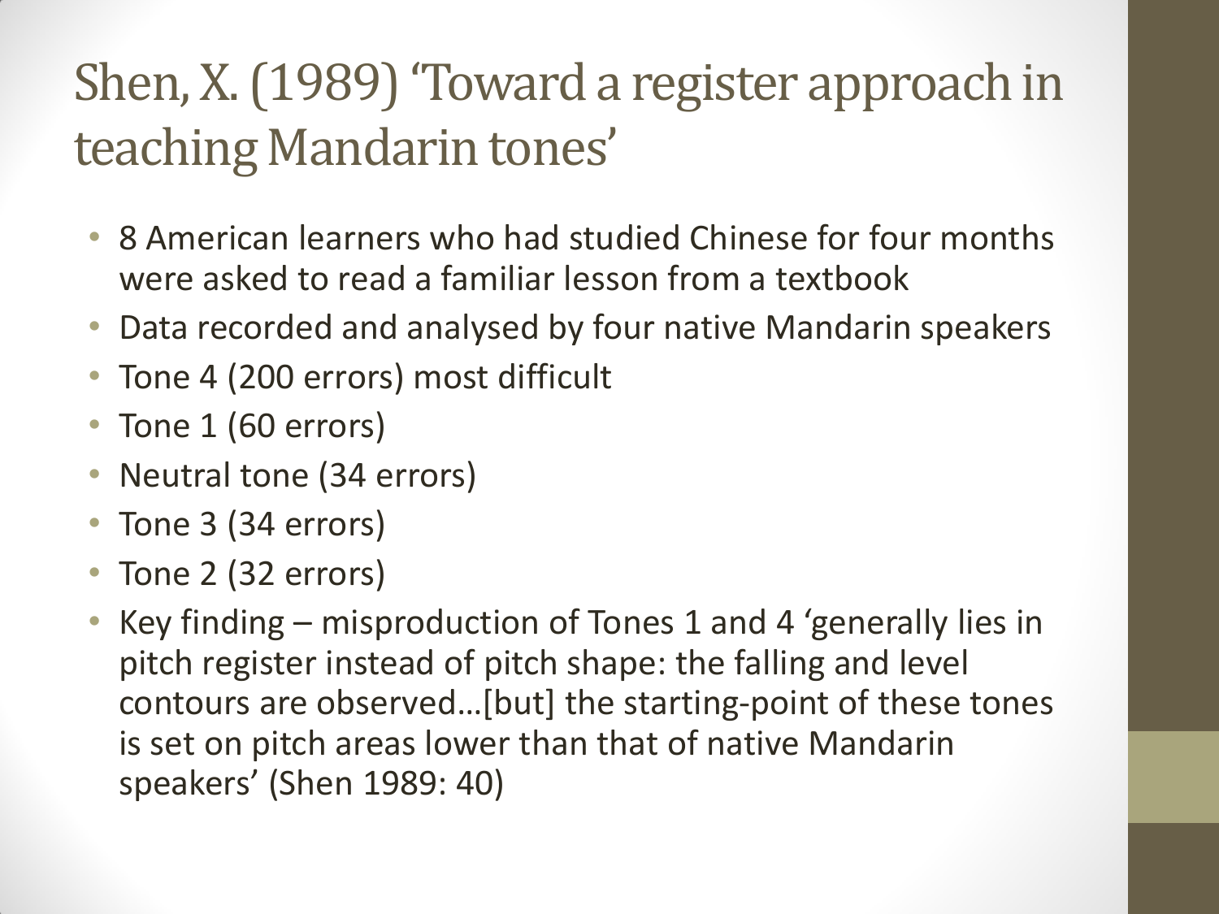# Shen, X. (1989) 'Toward a register approach in teaching Mandarin tones'

- 8 American learners who had studied Chinese for four months were asked to read a familiar lesson from a textbook
- Data recorded and analysed by four native Mandarin speakers
- Tone 4 (200 errors) most difficult
- Tone 1 (60 errors)
- Neutral tone (34 errors)
- Tone 3 (34 errors)
- Tone 2 (32 errors)
- Key finding – misproduction of Tones 1 and 4 'generally lies in pitch register instead of pitch shape: the falling and level contours are observed…[but] the starting-point of these tones is set on pitch areas lower than that of native Mandarin speakers' (Shen 1989: 40)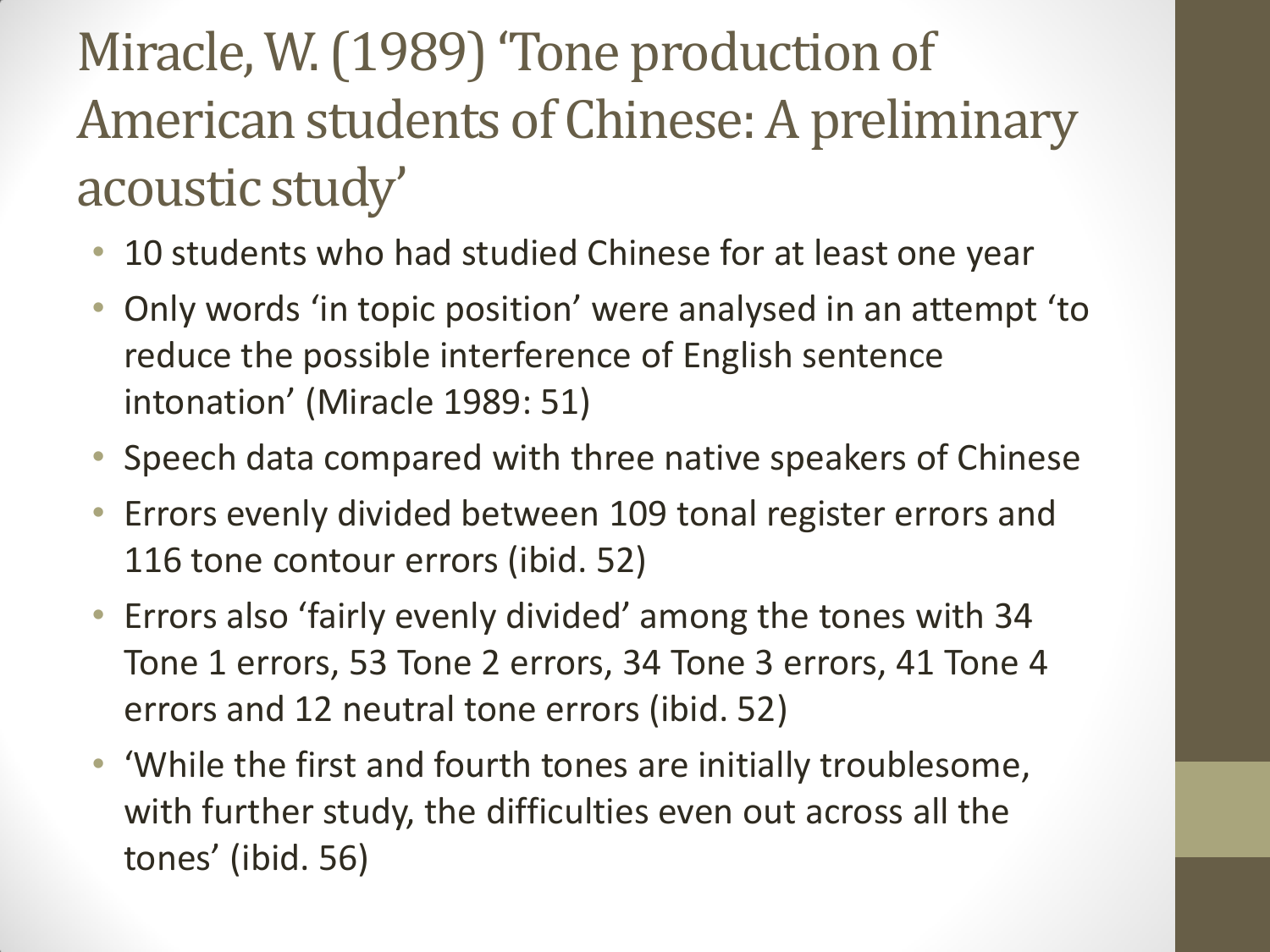# Miracle, W. (1989) 'Tone production of American students of Chinese: A preliminary acoustic study'

- 10 students who had studied Chinese for at least one year
- Only words 'in topic position' were analysed in an attempt 'to reduce the possible interference of English sentence intonation' (Miracle 1989: 51)
- Speech data compared with three native speakers of Chinese
- Errors evenly divided between 109 tonal register errors and 116 tone contour errors (ibid. 52)
- Errors also 'fairly evenly divided' among the tones with 34 Tone 1 errors, 53 Tone 2 errors, 34 Tone 3 errors, 41 Tone 4 errors and 12 neutral tone errors (ibid. 52)
- 'While the first and fourth tones are initially troublesome, with further study, the difficulties even out across all the tones' (ibid. 56)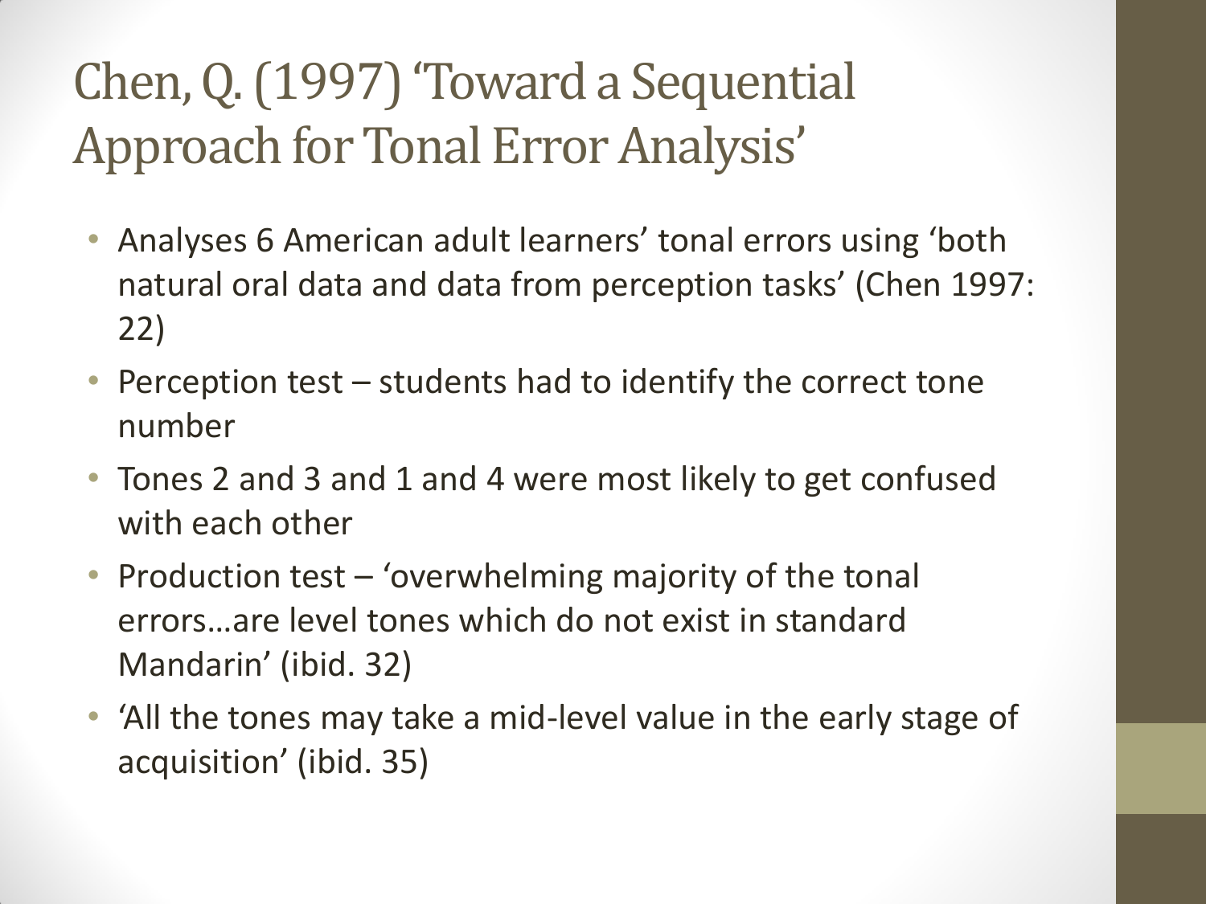# Chen, Q. (1997) 'Toward a Sequential Approach for Tonal Error Analysis'

- Analyses 6 American adult learners' tonal errors using 'both natural oral data and data from perception tasks' (Chen 1997: 22)
- Perception test – students had to identify the correct tone number
- Tones 2 and 3 and 1 and 4 were most likely to get confused with each other
- Production test – 'overwhelming majority of the tonal errors…are level tones which do not exist in standard Mandarin' (ibid. 32)
- 'All the tones may take a mid-level value in the early stage of acquisition' (ibid. 35)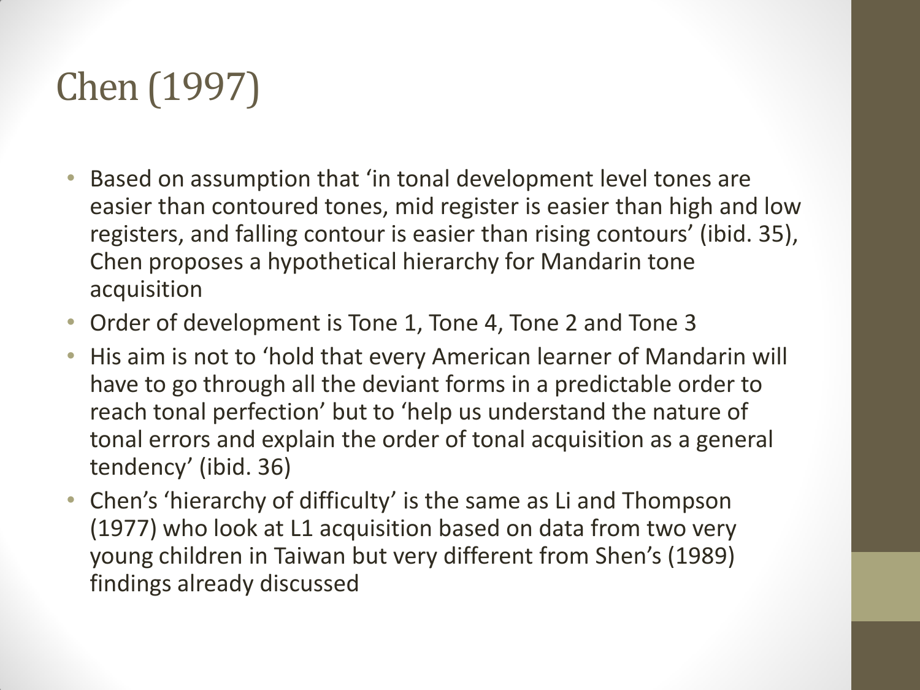# Chen (1997)

- Based on assumption that 'in tonal development level tones are easier than contoured tones, mid register is easier than high and low registers, and falling contour is easier than rising contours' (ibid. 35), Chen proposes a hypothetical hierarchy for Mandarin tone acquisition
- Order of development is Tone 1, Tone 4, Tone 2 and Tone 3
- His aim is not to 'hold that every American learner of Mandarin will have to go through all the deviant forms in a predictable order to reach tonal perfection' but to 'help us understand the nature of tonal errors and explain the order of tonal acquisition as a general tendency' (ibid. 36)
- Chen's 'hierarchy of difficulty' is the same as Li and Thompson (1977) who look at L1 acquisition based on data from two very young children in Taiwan but very different from Shen's (1989) findings already discussed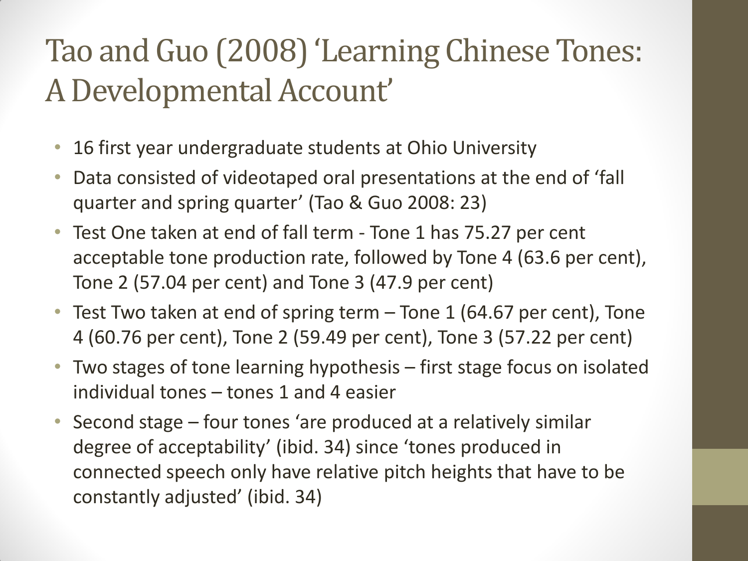# Tao and Guo (2008) 'Learning Chinese Tones: A Developmental Account'

- 16 first year undergraduate students at Ohio University
- Data consisted of videotaped oral presentations at the end of 'fall quarter and spring quarter' (Tao & Guo 2008: 23)
- Test One taken at end of fall term - Tone 1 has 75.27 per cent acceptable tone production rate, followed by Tone 4 (63.6 per cent), Tone 2 (57.04 per cent) and Tone 3 (47.9 per cent)
- Test Two taken at end of spring term – Tone 1 (64.67 per cent), Tone 4 (60.76 per cent), Tone 2 (59.49 per cent), Tone 3 (57.22 per cent)
- Two stages of tone learning hypothesis – first stage focus on isolated individual tones – tones 1 and 4 easier
- Second stage – four tones 'are produced at a relatively similar degree of acceptability' (ibid. 34) since 'tones produced in connected speech only have relative pitch heights that have to be constantly adjusted' (ibid. 34)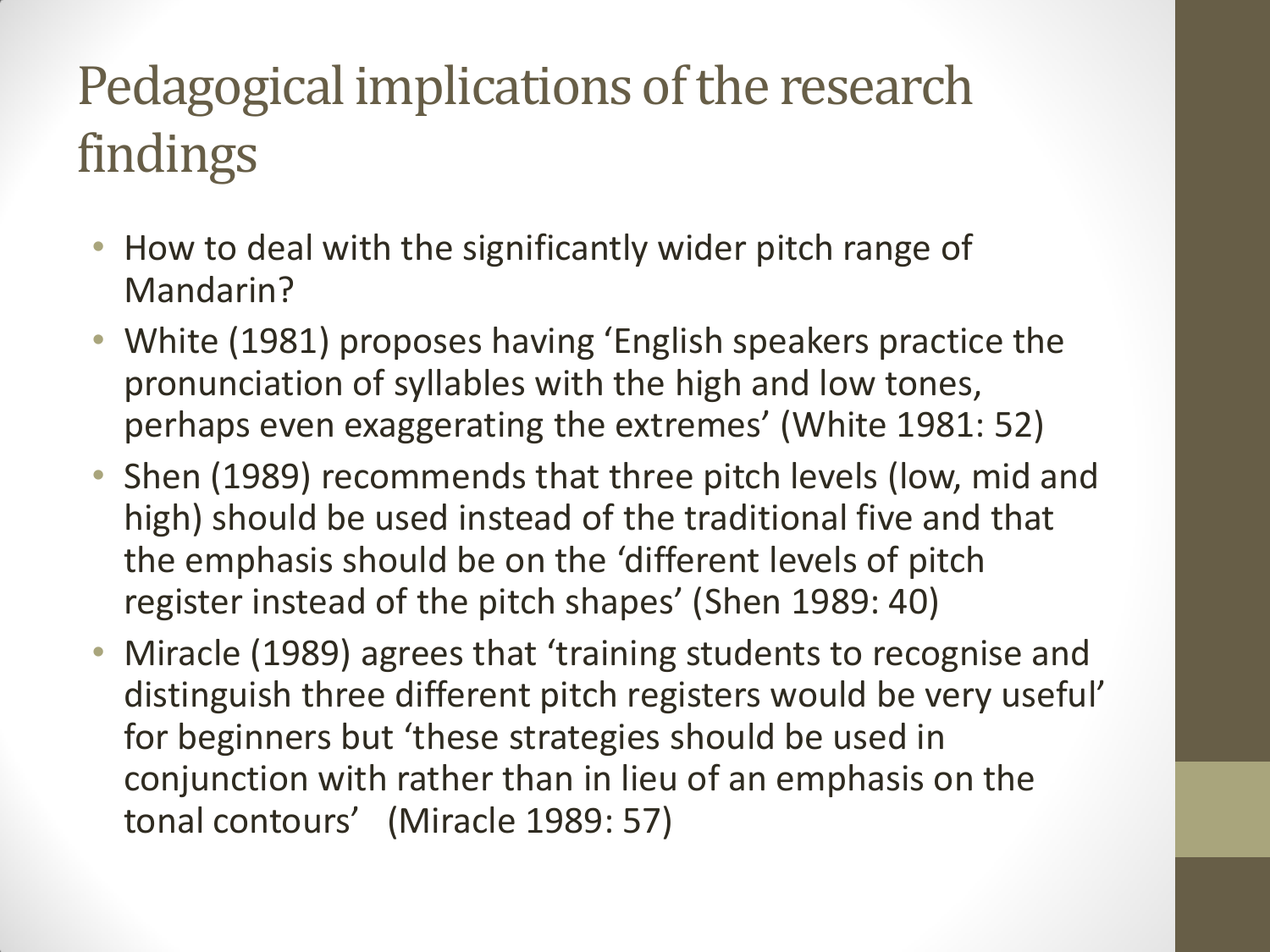# Pedagogical implications of the research findings

- How to deal with the significantly wider pitch range of Mandarin?
- White (1981) proposes having 'English speakers practice the pronunciation of syllables with the high and low tones, perhaps even exaggerating the extremes' (White 1981: 52)
- Shen (1989) recommends that three pitch levels (low, mid and high) should be used instead of the traditional five and that the emphasis should be on the 'different levels of pitch register instead of the pitch shapes' (Shen 1989: 40)
- Miracle (1989) agrees that 'training students to recognise and distinguish three different pitch registers would be very useful' for beginners but 'these strategies should be used in conjunction with rather than in lieu of an emphasis on the tonal contours' (Miracle 1989: 57)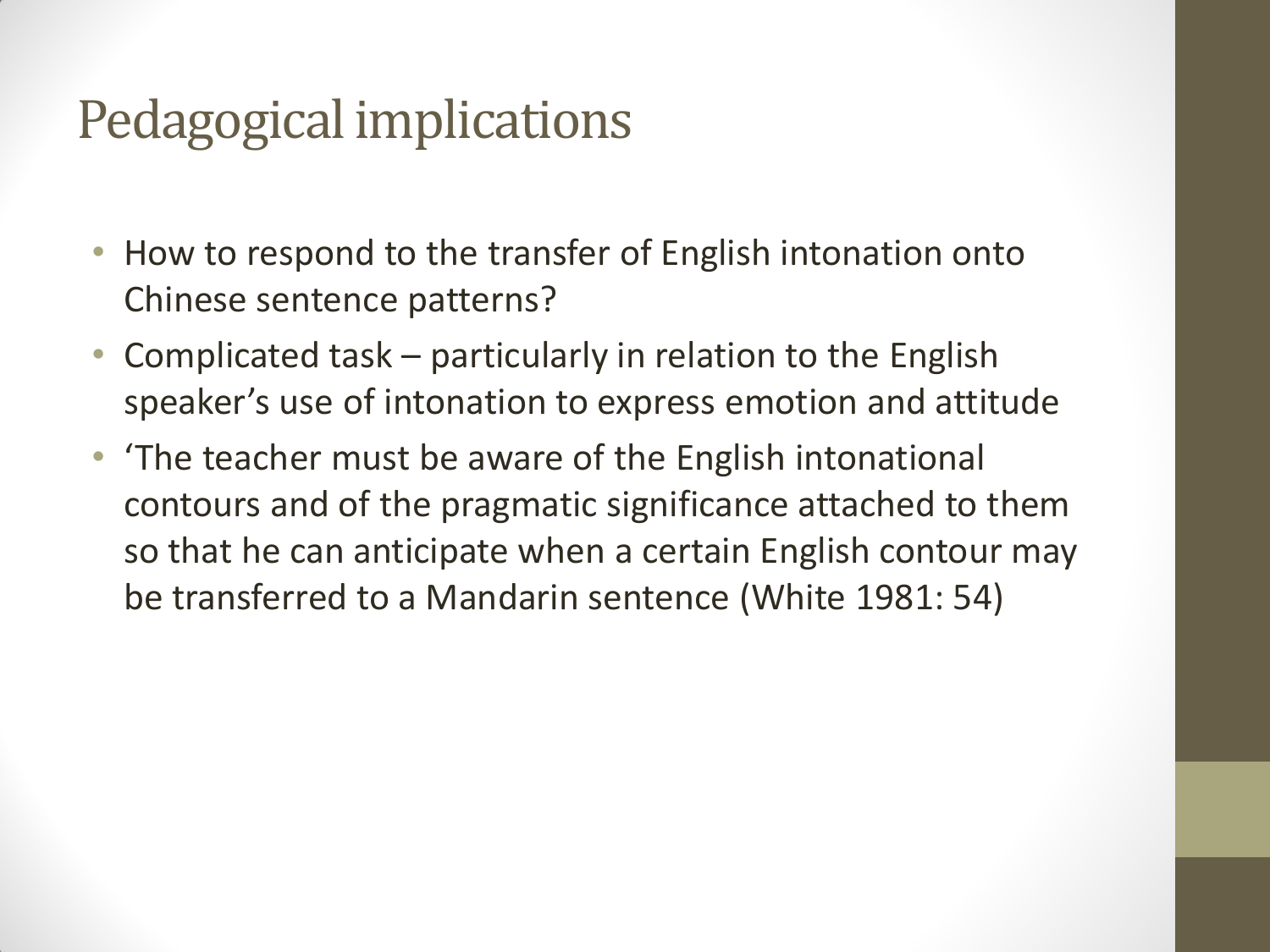# Pedagogical implications

- How to respond to the transfer of English intonation onto Chinese sentence patterns?
- Complicated task – particularly in relation to the English speaker's use of intonation to express emotion and attitude
- 'The teacher must be aware of the English intonational contours and of the pragmatic significance attached to them so that he can anticipate when a certain English contour may be transferred to a Mandarin sentence (White 1981: 54)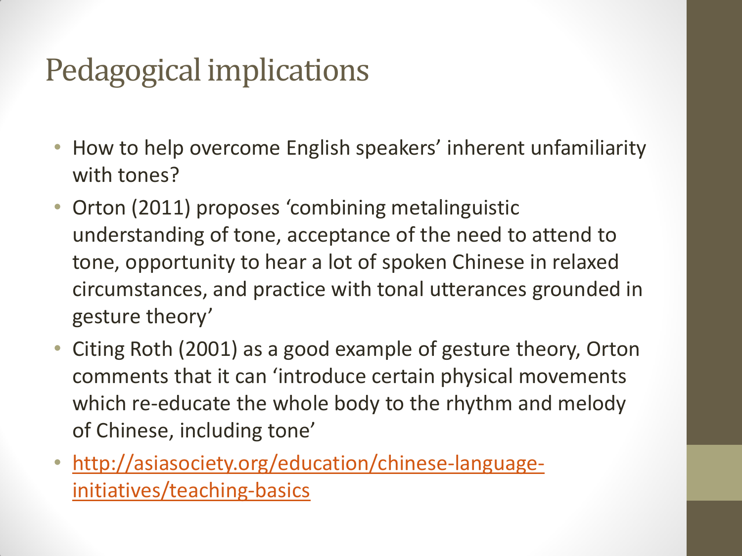# Pedagogical implications

- How to help overcome English speakers' inherent unfamiliarity with tones?
- Orton (2011) proposes 'combining metalinguistic understanding of tone, acceptance of the need to attend to tone, opportunity to hear a lot of spoken Chinese in relaxed circumstances, and practice with tonal utterances grounded in gesture theory'
- Citing Roth (2001) as a good example of gesture theory, Orton comments that it can 'introduce certain physical movements which re-educate the whole body to the rhythm and melody of Chinese, including tone'
- [http://asiasociety.org/education/chinese-language-initiatives/teaching-basics](http://asiasociety.org/education/chinese-language-initiatives/teaching-basics)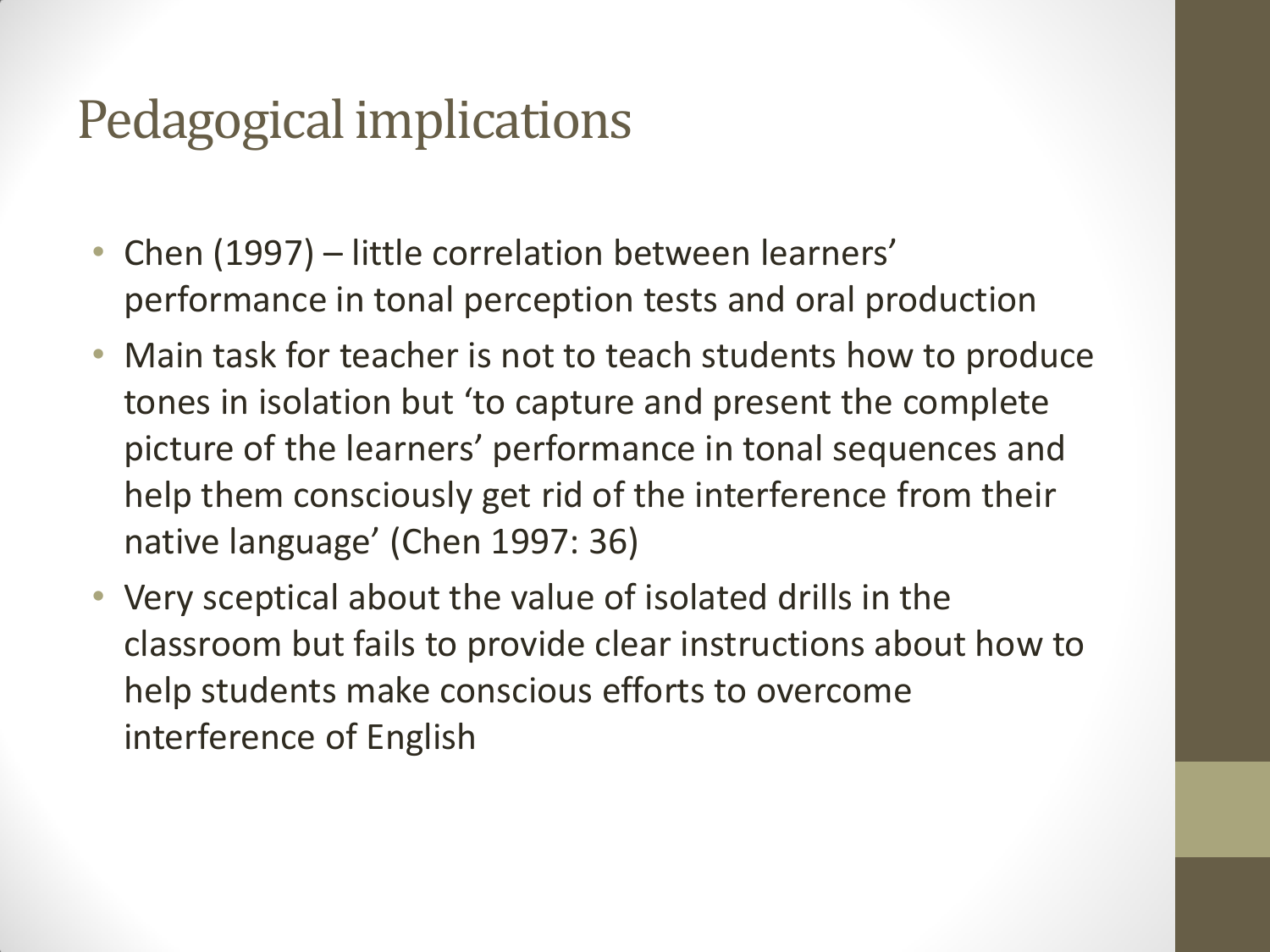# Pedagogical implications

- Chen (1997) – little correlation between learners' performance in tonal perception tests and oral production
- Main task for teacher is not to teach students how to produce tones in isolation but 'to capture and present the complete picture of the learners' performance in tonal sequences and help them consciously get rid of the interference from their native language' (Chen 1997: 36)
- Very sceptical about the value of isolated drills in the classroom but fails to provide clear instructions about how to help students make conscious efforts to overcome interference of English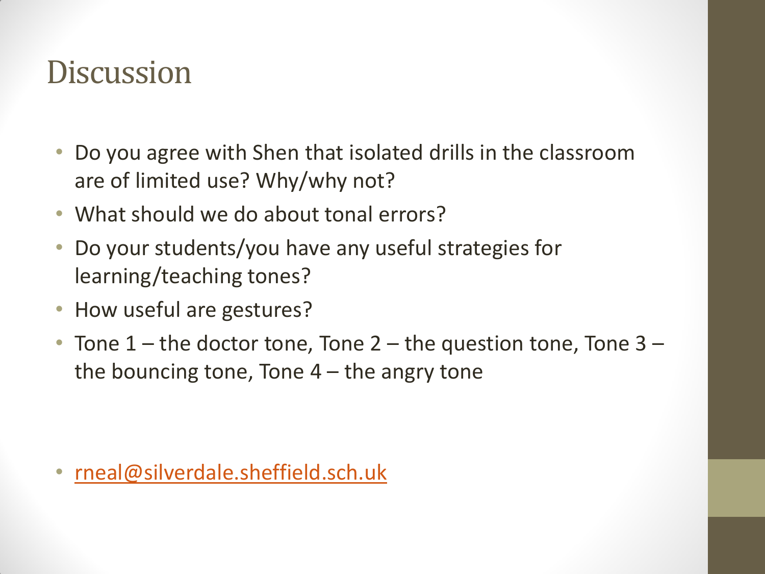# Discussion

- Do you agree with Shen that isolated drills in the classroom are of limited use? Why/why not?
- What should we do about tonal errors?
- Do your students/you have any useful strategies for learning/teaching tones?
- How useful are gestures?
- Tone 1 – the doctor tone, Tone 2 – the question tone, Tone 3 – the bouncing tone, Tone 4 – the angry tone

- rneal@silverdale.sheffield.sch.uk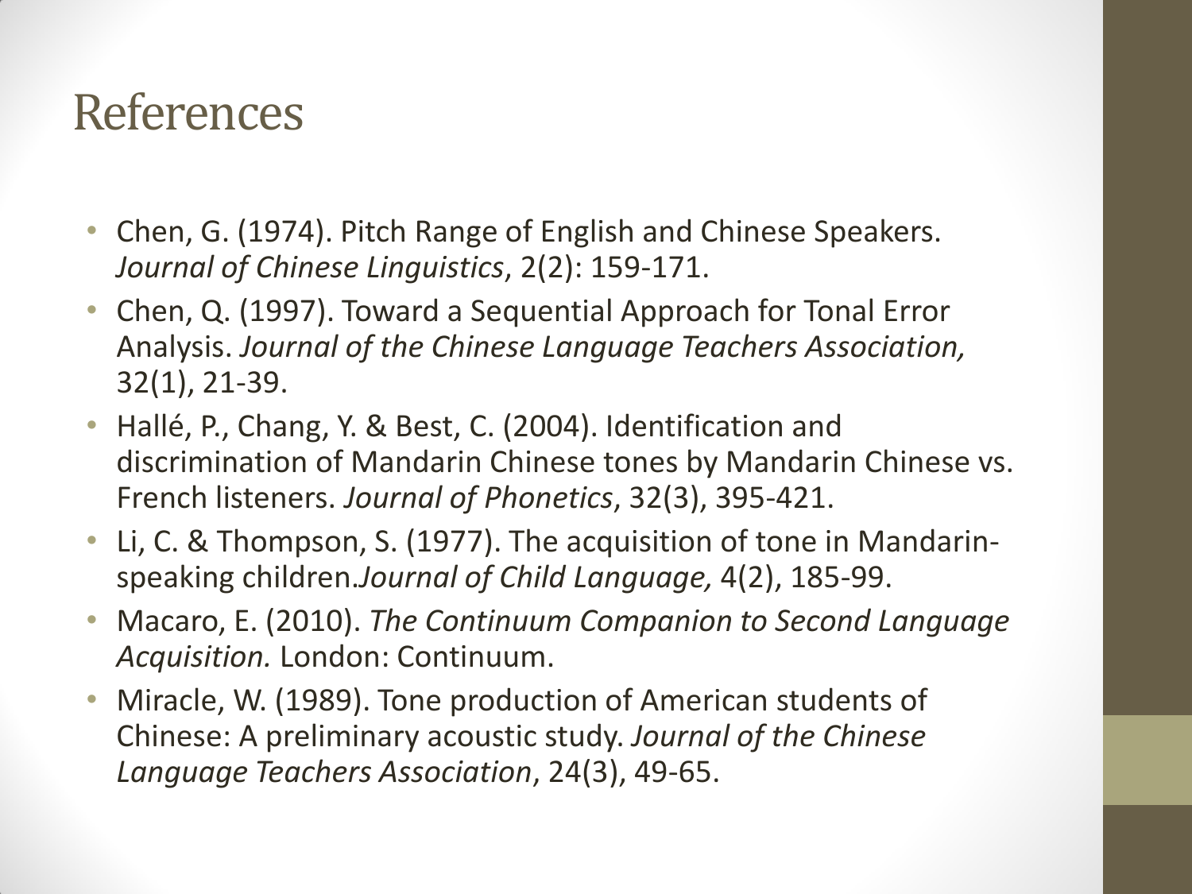# References

- Chen, G. (1974). Pitch Range of English and Chinese Speakers. *Journal of Chinese Linguistics*, 2(2): 159-171.
- Chen, Q. (1997). Toward a Sequential Approach for Tonal Error Analysis. *Journal of the Chinese Language Teachers Association,* 32(1), 21-39.
- Hallé, P., Chang, Y. & Best, C. (2004). Identification and discrimination of Mandarin Chinese tones by Mandarin Chinese vs. French listeners. *Journal of Phonetics*, 32(3), 395-421.
- Li, C. & Thompson, S. (1977). The acquisition of tone in Mandarin-speaking children.*Journal of Child Language,* 4(2), 185-99.
- Macaro, E. (2010). *The Continuum Companion to Second Language Acquisition.* London: Continuum.
- Miracle, W. (1989). Tone production of American students of Chinese: A preliminary acoustic study. *Journal of the Chinese Language Teachers Association*, 24(3), 49-65.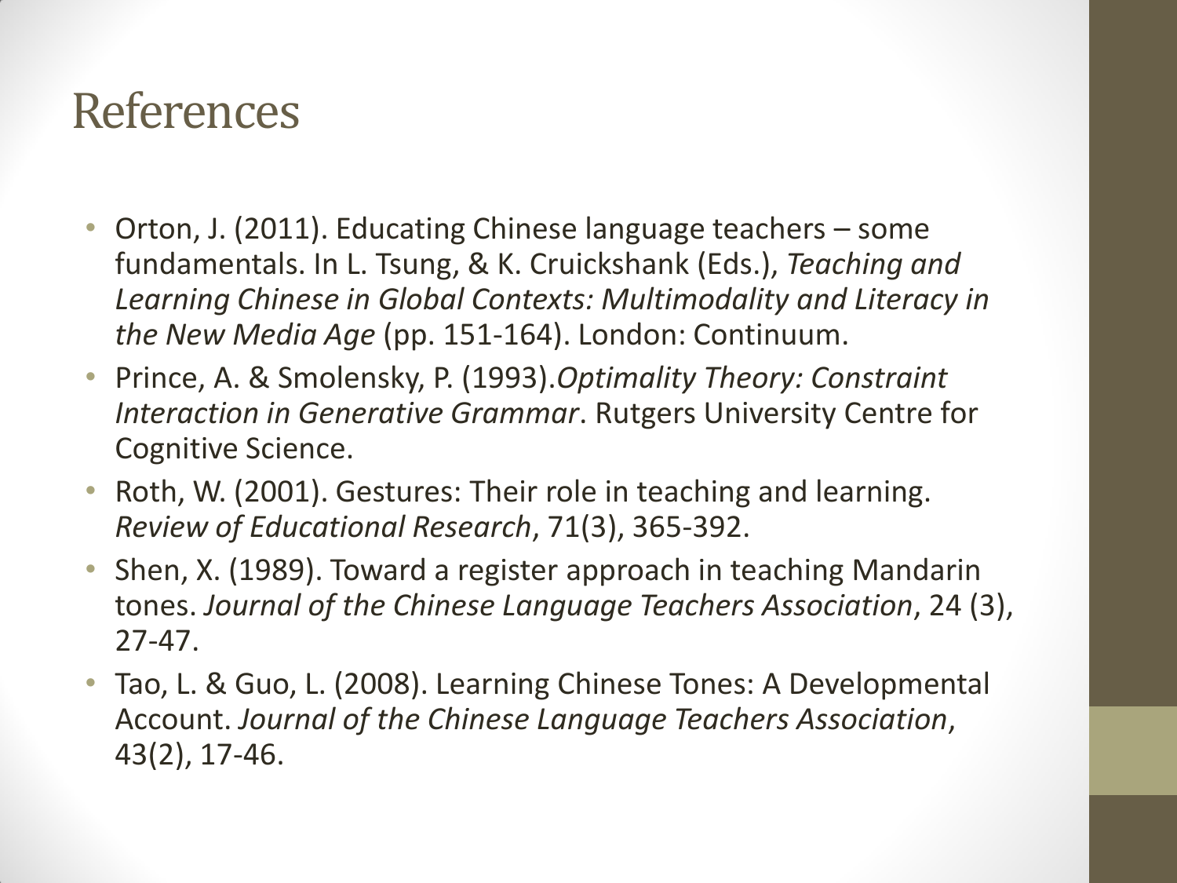# References

- Orton, J. (2011). Educating Chinese language teachers – some fundamentals. In L. Tsung, & K. Cruickshank (Eds.), *Teaching and Learning Chinese in Global Contexts: Multimodality and Literacy in the New Media Age* (pp. 151-164). London: Continuum.
- Prince, A. & Smolensky, P. (1993).*Optimality Theory: Constraint Interaction in Generative Grammar*. Rutgers University Centre for Cognitive Science.
- Roth, W. (2001). Gestures: Their role in teaching and learning. *Review of Educational Research*, 71(3), 365-392.
- Shen, X. (1989). Toward a register approach in teaching Mandarin tones. *Journal of the Chinese Language Teachers Association*, 24 (3), 27-47.
- Tao, L. & Guo, L. (2008). Learning Chinese Tones: A Developmental Account. *Journal of the Chinese Language Teachers Association*, 43(2), 17-46.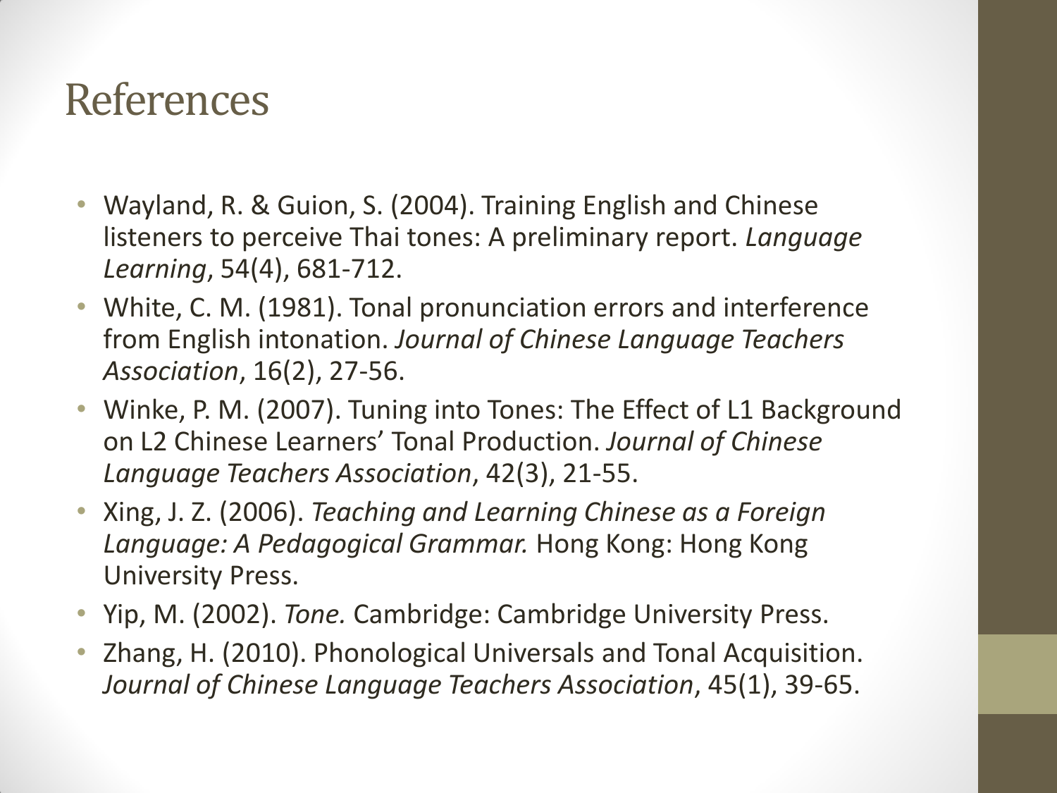# References

- Wayland, R. & Guion, S. (2004). Training English and Chinese listeners to perceive Thai tones: A preliminary report. *Language Learning*, 54(4), 681-712.
- White, C. M. (1981). Tonal pronunciation errors and interference from English intonation. *Journal of Chinese Language Teachers Association*, 16(2), 27-56.
- Winke, P. M. (2007). Tuning into Tones: The Effect of L1 Background on L2 Chinese Learners' Tonal Production. *Journal of Chinese Language Teachers Association*, 42(3), 21-55.
- Xing, J. Z. (2006). *Teaching and Learning Chinese as a Foreign Language: A Pedagogical Grammar.* Hong Kong: Hong Kong University Press.
- Yip, M. (2002). *Tone.* Cambridge: Cambridge University Press.
- Zhang, H. (2010). Phonological Universals and Tonal Acquisition. *Journal of Chinese Language Teachers Association*, 45(1), 39-65.